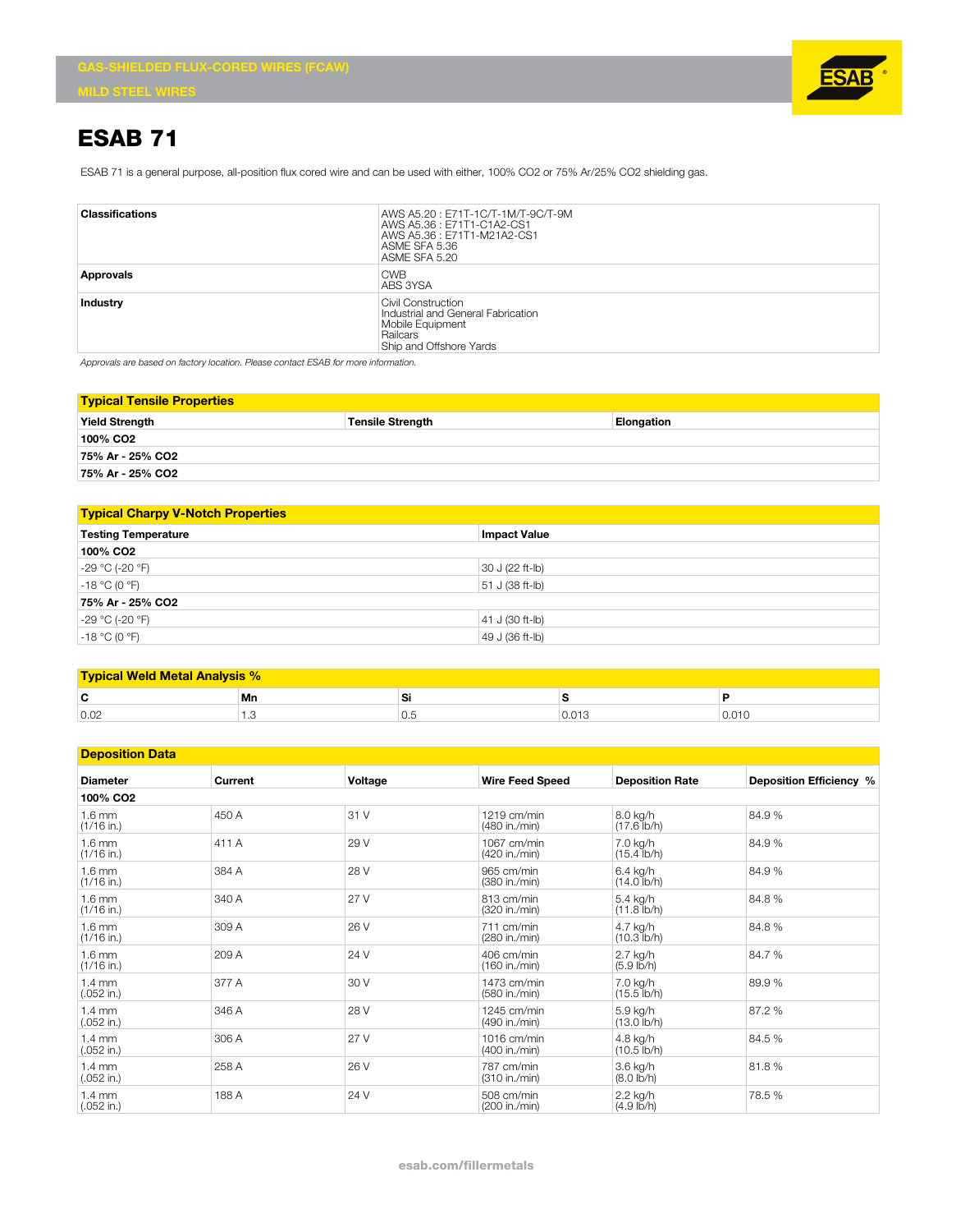GAS-SHIELDED FLUX-CORED WIRES (FCAW)

MILD STEEL WIRES

# ESAB 71

ESAB 71 is a general purpose, all-position flux cored wire and can be used with either, 100% CO2 or 75% Ar/25% CO2 shielding gas.

| | |
|---|---|
| **Classifications** | AWS A5.20 : E71T-1C/T-1M/T-9C/T-9M<br>AWS A5.36 : E71T1-C1A2-CS1<br>AWS A5.36 : E71T1-M21A2-CS1<br>ASME SFA 5.36<br>ASME SFA 5.20 |
| **Approvals** | CWB<br>ABS 3YSA |
| **Industry** | Civil Construction<br>Industrial and General Fabrication<br>Mobile Equipment<br>Railcars<br>Ship and Offshore Yards |

*Approvals are based on factory location. Please contact ESAB for more information.*

## Typical Tensile Properties

| Yield Strength | Tensile Strength | Elongation |
|---|---|---|
| **100% CO2** | | |
| **75% Ar - 25% CO2** | | |
| **75% Ar - 25% CO2** | | |

## Typical Charpy V-Notch Properties

| Testing Temperature | Impact Value |
|---|---|
| **100% CO2** | |
| -29 °C (-20 °F) | 30 J (22 ft-lb) |
| -18 °C (0 °F) | 51 J (38 ft-lb) |
| **75% Ar - 25% CO2** | |
| -29 °C (-20 °F) | 41 J (30 ft-lb) |
| -18 °C (0 °F) | 49 J (36 ft-lb) |

## Typical Weld Metal Analysis %

| C | Mn | Si | S | P |
|---|---|---|---|---|
| 0.02 | 1.3 | 0.5 | 0.013 | 0.010 |

## Deposition Data

| Diameter | Current | Voltage | Wire Feed Speed | Deposition Rate | Deposition Efficiency % |
|---|---|---|---|---|---|
| **100% CO2** | | | | | |
| 1.6 mm (1/16 in.) | 450 A | 31 V | 1219 cm/min (480 in./min) | 8.0 kg/h (17.6 lb/h) | 84.9 % |
| 1.6 mm (1/16 in.) | 411 A | 29 V | 1067 cm/min (420 in./min) | 7.0 kg/h (15.4 lb/h) | 84.9 % |
| 1.6 mm (1/16 in.) | 384 A | 28 V | 965 cm/min (380 in./min) | 6.4 kg/h (14.0 lb/h) | 84.9 % |
| 1.6 mm (1/16 in.) | 340 A | 27 V | 813 cm/min (320 in./min) | 5.4 kg/h (11.8 lb/h) | 84.8 % |
| 1.6 mm (1/16 in.) | 309 A | 26 V | 711 cm/min (280 in./min) | 4.7 kg/h (10.3 lb/h) | 84.8 % |
| 1.6 mm (1/16 in.) | 209 A | 24 V | 406 cm/min (160 in./min) | 2.7 kg/h (5.9 lb/h) | 84.7 % |
| 1.4 mm (.052 in.) | 377 A | 30 V | 1473 cm/min (580 in./min) | 7.0 kg/h (15.5 lb/h) | 89.9 % |
| 1.4 mm (.052 in.) | 346 A | 28 V | 1245 cm/min (490 in./min) | 5.9 kg/h (13.0 lb/h) | 87.2 % |
| 1.4 mm (.052 in.) | 306 A | 27 V | 1016 cm/min (400 in./min) | 4.8 kg/h (10.5 lb/h) | 84.5 % |
| 1.4 mm (.052 in.) | 258 A | 26 V | 787 cm/min (310 in./min) | 3.6 kg/h (8.0 lb/h) | 81.8 % |
| 1.4 mm (.052 in.) | 188 A | 24 V | 508 cm/min (200 in./min) | 2.2 kg/h (4.9 lb/h) | 78.5 % |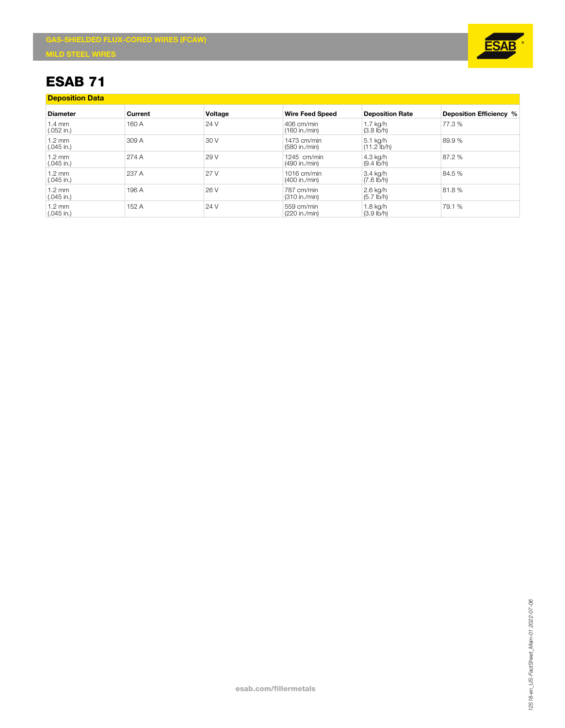# ESAB 71

## Deposition Data

| Diameter | Current | Voltage | Wire Feed Speed | Deposition Rate | Deposition Efficiency % |
|---|---|---|---|---|---|
| 1.4 mm (.052 in.) | 160 A | 24 V | 406 cm/min (160 in./min) | 1.7 kg/h (3.8 lb/h) | 77.3 % |
| 1.2 mm (.045 in.) | 309 A | 30 V | 1473 cm/min (580 in./min) | 5.1 kg/h (11.2 lb/h) | 89.9 % |
| 1.2 mm (.045 in.) | 274 A | 29 V | 1245 cm/min (490 in./min) | 4.3 kg/h (9.4 lb/h) | 87.2 % |
| 1.2 mm (.045 in.) | 237 A | 27 V | 1016 cm/min (400 in./min) | 3.4 kg/h (7.6 lb/h) | 84.5 % |
| 1.2 mm (.045 in.) | 196 A | 26 V | 787 cm/min (310 in./min) | 2.6 kg/h (5.7 lb/h) | 81.8 % |
| 1.2 mm (.045 in.) | 152 A | 24 V | 559 cm/min (220 in./min) | 1.8 kg/h (3.9 lb/h) | 79.1 % |